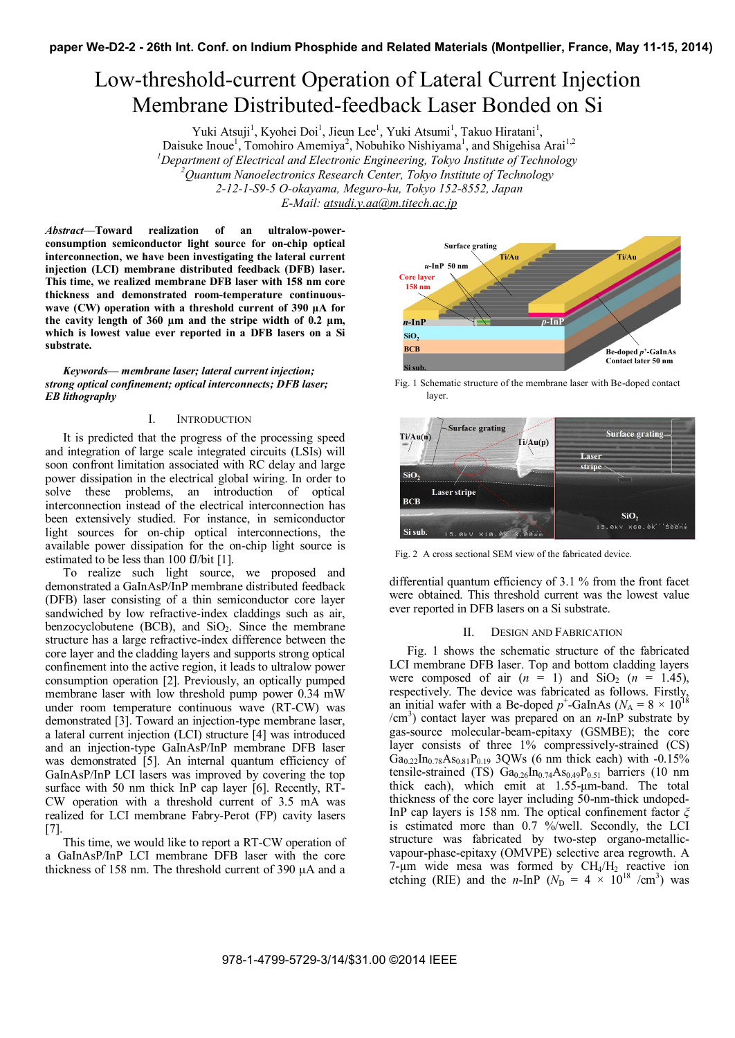paper We-D2-2 - 26th Int. Conf. on Indium Phosphide and Related Materials (Montpellier, France, May 11-15, 2014)

# Low-threshold-current Operation of Lateral Current Injection Membrane Distributed-feedback Laser Bonded on Si

Yuki Atsuji[1], Kyohei Doi[1], Jieun Lee[1], Yuki Atsumi[1], Takuo Hiratani[1], Daisuke Inoue[1], Tomohiro Amemiya[2], Nobuhiko Nishiyama[1], and Shigehisa Arai[1,2]

[1]*Department of Electrical and Electronic Engineering, Tokyo Institute of Technology*
[2]*Quantum Nanoelectronics Research Center, Tokyo Institute of Technology*
*2-12-1-S9-5 O-okayama, Meguro-ku, Tokyo 152-8552, Japan*
*E-Mail: atsudi.y.aa@m.titech.ac.jp*

***Abstract*—Toward realization of an ultralow-power-consumption semiconductor light source for on-chip optical interconnection, we have been investigating the lateral current injection (LCI) membrane distributed feedback (DFB) laser. This time, we realized membrane DFB laser with 158 nm core thickness and demonstrated room-temperature continuous-wave (CW) operation with a threshold current of 390 μA for the cavity length of 360 μm and the stripe width of 0.2 μm, which is lowest value ever reported in a DFB lasers on a Si substrate.**

***Keywords— membrane laser; lateral current injection; strong optical confinement; optical interconnects; DFB laser; EB lithography***

## I. Introduction

It is predicted that the progress of the processing speed and integration of large scale integrated circuits (LSIs) will soon confront limitation associated with RC delay and large power dissipation in the electrical global wiring. In order to solve these problems, an introduction of optical interconnection instead of the electrical interconnection has been extensively studied. For instance, in semiconductor light sources for on-chip optical interconnections, the available power dissipation for the on-chip light source is estimated to be less than 100 fJ/bit [1].

To realize such light source, we proposed and demonstrated a GaInAsP/InP membrane distributed feedback (DFB) laser consisting of a thin semiconductor core layer sandwiched by low refractive-index claddings such as air, benzocyclobutene (BCB), and $SiO_2$. Since the membrane structure has a large refractive-index difference between the core layer and the cladding layers and supports strong optical confinement into the active region, it leads to ultralow power consumption operation [2]. Previously, an optically pumped membrane laser with low threshold pump power 0.34 mW under room temperature continuous wave (RT-CW) was demonstrated [3]. Toward an injection-type membrane laser, a lateral current injection (LCI) structure [4] was introduced and an injection-type GaInAsP/InP membrane DFB laser was demonstrated [5]. An internal quantum efficiency of GaInAsP/InP LCI lasers was improved by covering the top surface with 50 nm thick InP cap layer [6]. Recently, RT-CW operation with a threshold current of 3.5 mA was realized for LCI membrane Fabry-Perot (FP) cavity lasers [7].

This time, we would like to report a RT-CW operation of a GaInAsP/InP LCI membrane DFB laser with the core thickness of 158 nm. The threshold current of 390 μA and a differential quantum efficiency of 3.1 % from the front facet were obtained. This threshold current was the lowest value ever reported in DFB lasers on a Si substrate.

Fig. 1 Schematic structure of the membrane laser with Be-doped contact layer.

Fig. 2 A cross sectional SEM view of the fabricated device.

## II. Design and Fabrication

Fig. 1 shows the schematic structure of the fabricated LCI membrane DFB laser. Top and bottom cladding layers were composed of air ($n$ = 1) and $SiO_2$ ($n$ = 1.45), respectively. The device was fabricated as follows. Firstly, an initial wafer with a Be-doped $p^+$-GaInAs ($N_A = 8 \times 10^{18}$ /cm$^3$) contact layer was prepared on an $n$-InP substrate by gas-source molecular-beam-epitaxy (GSMBE); the core layer consists of three 1% compressively-strained (CS) $Ga_{0.22}In_{0.78}As_{0.81}P_{0.19}$ 3QWs (6 nm thick each) with -0.15% tensile-strained (TS) $Ga_{0.26}In_{0.74}As_{0.49}P_{0.51}$ barriers (10 nm thick each), which emit at 1.55-μm-band. The total thickness of the core layer including 50-nm-thick undoped-InP cap layers is 158 nm. The optical confinement factor $\xi$ is estimated more than 0.7 %/well. Secondly, the LCI structure was fabricated by two-step organo-metallic-vapour-epitaxy (OMVPE) selective area regrowth. A 7-μm wide mesa was formed by $CH_4/H_2$ reactive ion etching (RIE) and the $n$-InP ($N_D = 4 \times 10^{18}$ /cm$^3$) was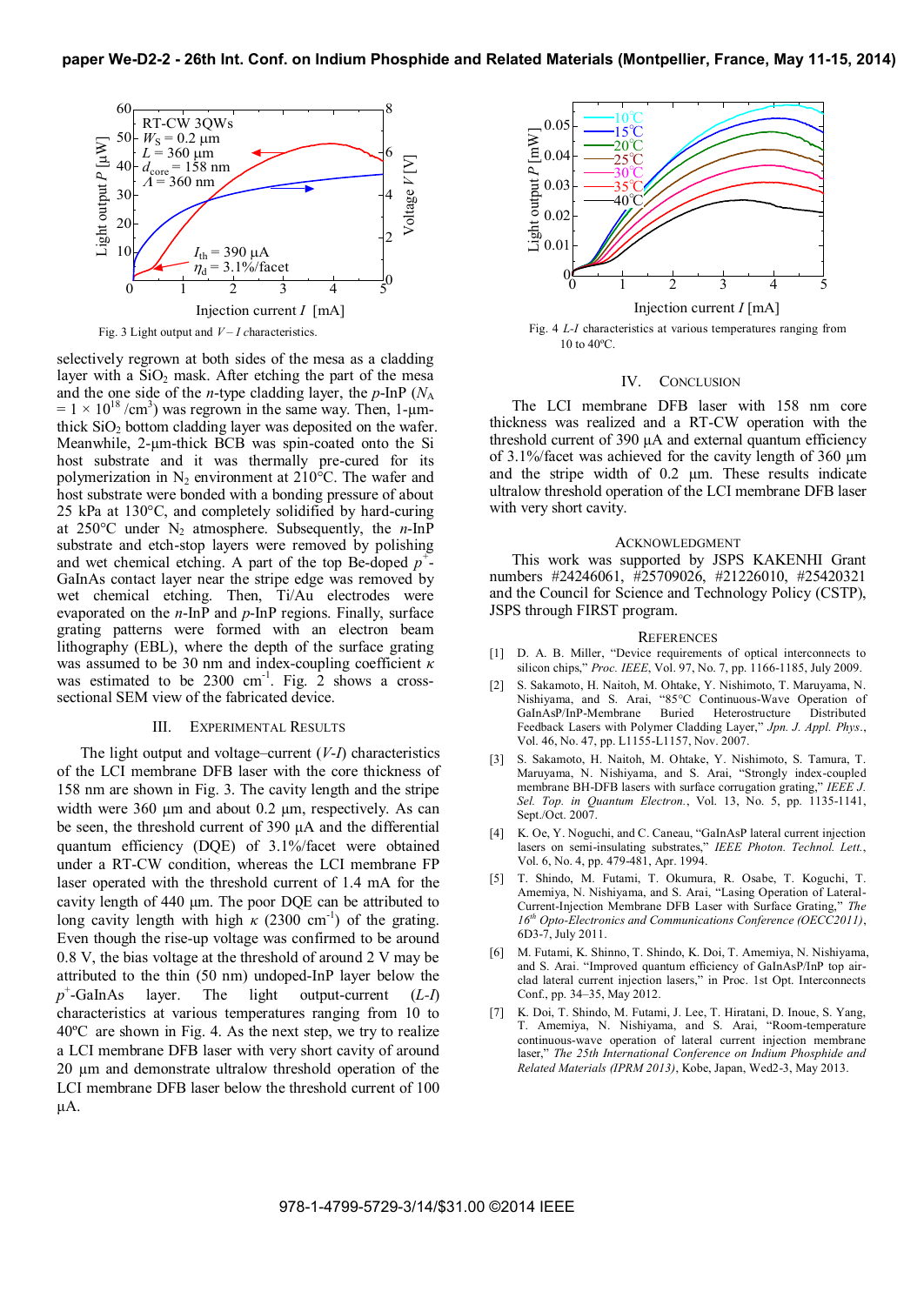RT-CW 3QWs
$W_S$ = 0.2 µm
$L$ = 360 µm
$d_{core}$ = 158 nm
$\Lambda$ = 360 nm
$I_{th}$ = 390 µA
$\eta_d$ = 3.1%/facet
Light output $P$ [µW]
Voltage $V$ [V]
Injection current $I$ [mA]

Fig. 3 Light output and $V-I$ characteristics.

10°C
15°C
20°C
25°C
30°C
35°C
40°C
Light output $P$ [mW]
Injection current $I$ [mA]

Fig. 4 $L$-$I$ characteristics at various temperatures ranging from 10 to 40ºC.

selectively regrown at both sides of the mesa as a cladding layer with a $SiO_2$ mask. After etching the part of the mesa and the one side of the $n$-type cladding layer, the $p$-InP ($N_A$ = 1 × $10^{18}$ /cm$^3$) was regrown in the same way. Then, 1-µm-thick $SiO_2$ bottom cladding layer was deposited on the wafer. Meanwhile, 2-µm-thick BCB was spin-coated onto the Si host substrate and it was thermally pre-cured for its polymerization in $N_2$ environment at 210°C. The wafer and host substrate were bonded with a bonding pressure of about 25 kPa at 130°C, and completely solidified by hard-curing at 250°C under $N_2$ atmosphere. Subsequently, the $n$-InP substrate and etch-stop layers were removed by polishing and wet chemical etching. A part of the top Be-doped $p^+$-GaInAs contact layer near the stripe edge was removed by wet chemical etching. Then, Ti/Au electrodes were evaporated on the $n$-InP and $p$-InP regions. Finally, surface grating patterns were formed with an electron beam lithography (EBL), where the depth of the surface grating was assumed to be 30 nm and index-coupling coefficient $\kappa$ was estimated to be 2300 cm$^{-1}$. Fig. 2 shows a cross-sectional SEM view of the fabricated device.

## III. Experimental Results

The light output and voltage–current ($V$-$I$) characteristics of the LCI membrane DFB laser with the core thickness of 158 nm are shown in Fig. 3. The cavity length and the stripe width were 360 µm and about 0.2 µm, respectively. As can be seen, the threshold current of 390 µA and the differential quantum efficiency (DQE) of 3.1%/facet were obtained under a RT-CW condition, whereas the LCI membrane FP laser operated with the threshold current of 1.4 mA for the cavity length of 440 µm. The poor DQE can be attributed to long cavity length with high $\kappa$ (2300 cm$^{-1}$) of the grating. Even though the rise-up voltage was confirmed to be around 0.8 V, the bias voltage at the threshold of around 2 V may be attributed to the thin (50 nm) undoped-InP layer below the $p^+$-GaInAs layer. The light output-current ($L$-$I$) characteristics at various temperatures ranging from 10 to 40ºC are shown in Fig. 4. As the next step, we try to realize a LCI membrane DFB laser with very short cavity of around 20 µm and demonstrate ultralow threshold operation of the LCI membrane DFB laser below the threshold current of 100 µA.

## IV. Conclusion

The LCI membrane DFB laser with 158 nm core thickness was realized and a RT-CW operation with the threshold current of 390 µA and external quantum efficiency of 3.1%/facet was achieved for the cavity length of 360 µm and the stripe width of 0.2 µm. These results indicate ultralow threshold operation of the LCI membrane DFB laser with very short cavity.

## Acknowledgment

This work was supported by JSPS KAKENHI Grant numbers #24246061, #25709026, #21226010, #25420321 and the Council for Science and Technology Policy (CSTP), JSPS through FIRST program.

## References

[1] D. A. B. Miller, "Device requirements of optical interconnects to silicon chips," *Proc. IEEE*, Vol. 97, No. 7, pp. 1166-1185, July 2009.

[2] S. Sakamoto, H. Naitoh, M. Ohtake, Y. Nishimoto, T. Maruyama, N. Nishiyama, and S. Arai, "85°C Continuous-Wave Operation of GaInAsP/InP-Membrane Buried Heterostructure Distributed Feedback Lasers with Polymer Cladding Layer," *Jpn. J. Appl. Phys.*, Vol. 46, No. 47, pp. L1155-L1157, Nov. 2007.

[3] S. Sakamoto, H. Naitoh, M. Ohtake, Y. Nishimoto, S. Tamura, T. Maruyama, N. Nishiyama, and S. Arai, "Strongly index-coupled membrane BH-DFB lasers with surface corrugation grating," *IEEE J. Sel. Top. in Quantum Electron.*, Vol. 13, No. 5, pp. 1135-1141, Sept./Oct. 2007.

[4] K. Oe, Y. Noguchi, and C. Caneau, "GaInAsP lateral current injection lasers on semi-insulating substrates," *IEEE Photon. Technol. Lett.*, Vol. 6, No. 4, pp. 479-481, Apr. 1994.

[5] T. Shindo, M. Futami, T. Okumura, R. Osabe, T. Koguchi, T. Amemiya, N. Nishiyama, and S. Arai, "Lasing Operation of Lateral-Current-Injection Membrane DFB Laser with Surface Grating," *The 16th Opto-Electronics and Communications Conference (OECC2011)*, 6D3-7, July 2011.

[6] M. Futami, K. Shinno, T. Shindo, K. Doi, T. Amemiya, N. Nishiyama, and S. Arai. "Improved quantum efficiency of GaInAsP/InP top air-clad lateral current injection lasers," in Proc. 1st Opt. Interconnects Conf., pp. 34–35, May 2012.

[7] K. Doi, T. Shindo, M. Futami, J. Lee, T. Hiratani, D. Inoue, S. Yang, T. Amemiya, N. Nishiyama, and S. Arai, "Room-temperature continuous-wave operation of lateral current injection membrane laser," *The 25th International Conference on Indium Phosphide and Related Materials (IPRM 2013)*, Kobe, Japan, Wed2-3, May 2013.